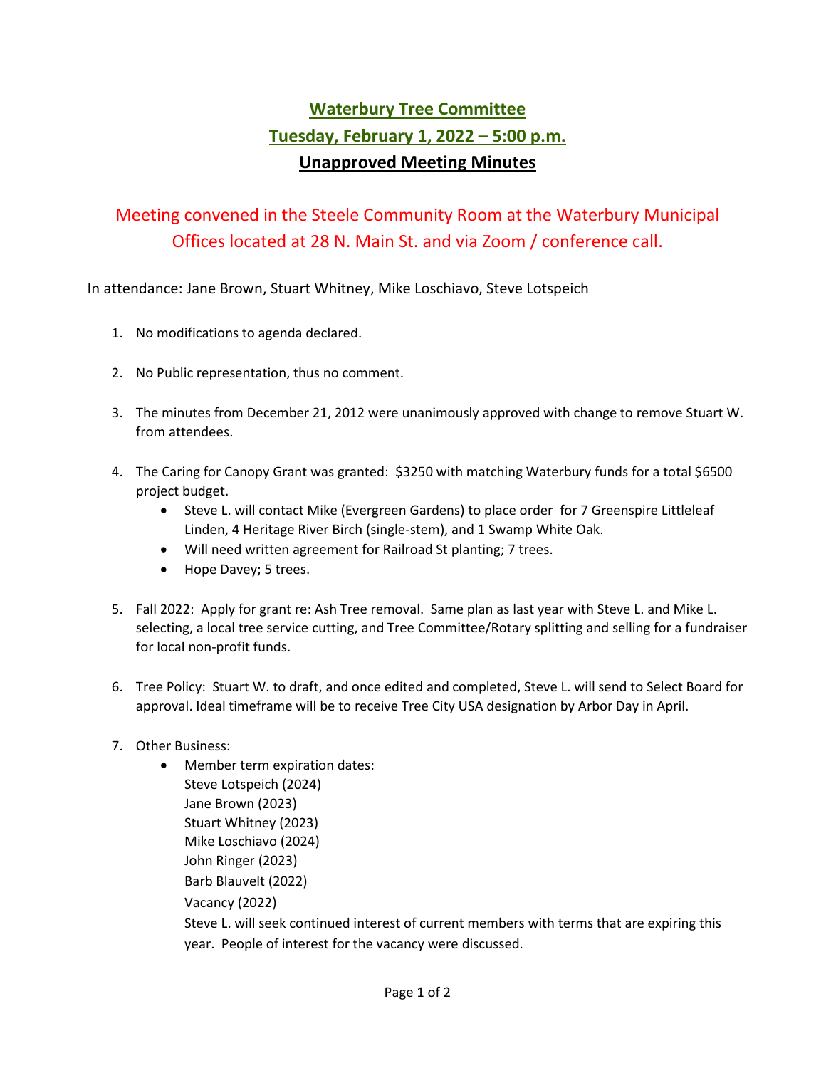# Waterbury Tree Committee

## Tuesday, February 1, 2022 – 5:00 p.m.

## Unapproved Meeting Minutes

Meeting convened in the Steele Community Room at the Waterbury Municipal Offices located at 28 N. Main St. and via Zoom / conference call.

In attendance: Jane Brown, Stuart Whitney, Mike Loschiavo, Steve Lotspeich

1. No modifications to agenda declared.

2. No Public representation, thus no comment.

3. The minutes from December 21, 2012 were unanimously approved with change to remove Stuart W. from attendees.

4. The Caring for Canopy Grant was granted: $3250 with matching Waterbury funds for a total $6500 project budget.
   - Steve L. will contact Mike (Evergreen Gardens) to place order for 7 Greenspire Littleleaf Linden, 4 Heritage River Birch (single-stem), and 1 Swamp White Oak.
   - Will need written agreement for Railroad St planting; 7 trees.
   - Hope Davey; 5 trees.

5. Fall 2022: Apply for grant re: Ash Tree removal. Same plan as last year with Steve L. and Mike L. selecting, a local tree service cutting, and Tree Committee/Rotary splitting and selling for a fundraiser for local non-profit funds.

6. Tree Policy: Stuart W. to draft, and once edited and completed, Steve L. will send to Select Board for approval. Ideal timeframe will be to receive Tree City USA designation by Arbor Day in April.

7. Other Business:
   - Member term expiration dates:
     Steve Lotspeich (2024)
     Jane Brown (2023)
     Stuart Whitney (2023)
     Mike Loschiavo (2024)
     John Ringer (2023)
     Barb Blauvelt (2022)
     Vacancy (2022)
     Steve L. will seek continued interest of current members with terms that are expiring this year. People of interest for the vacancy were discussed.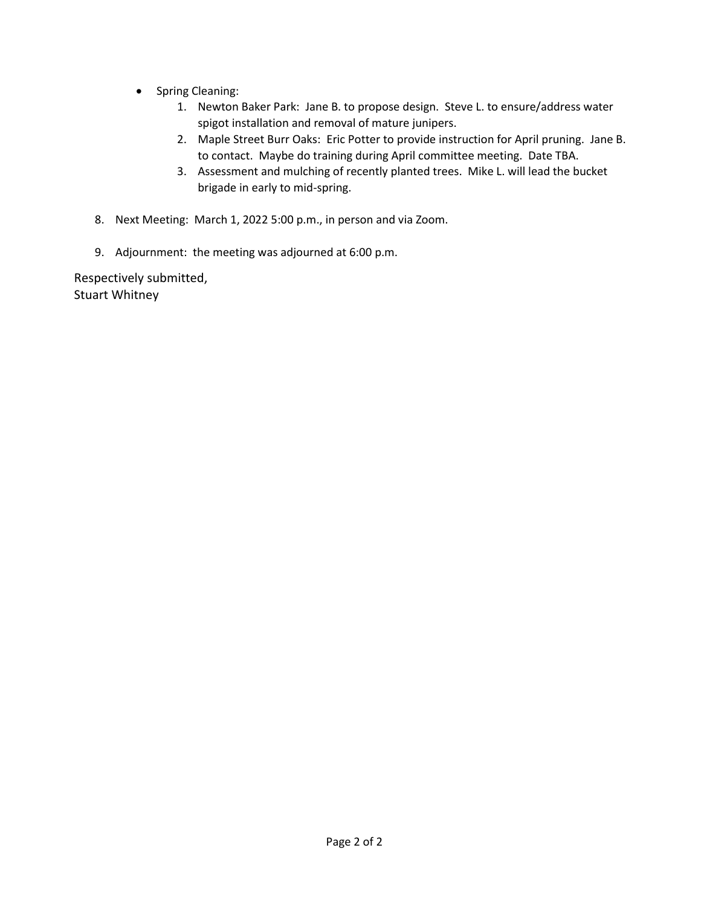- Spring Cleaning:
    1. Newton Baker Park: Jane B. to propose design. Steve L. to ensure/address water spigot installation and removal of mature junipers.
    2. Maple Street Burr Oaks: Eric Potter to provide instruction for April pruning. Jane B. to contact. Maybe do training during April committee meeting. Date TBA.
    3. Assessment and mulching of recently planted trees. Mike L. will lead the bucket brigade in early to mid-spring.

8. Next Meeting: March 1, 2022 5:00 p.m., in person and via Zoom.

9. Adjournment: the meeting was adjourned at 6:00 p.m.

Respectively submitted,
Stuart Whitney